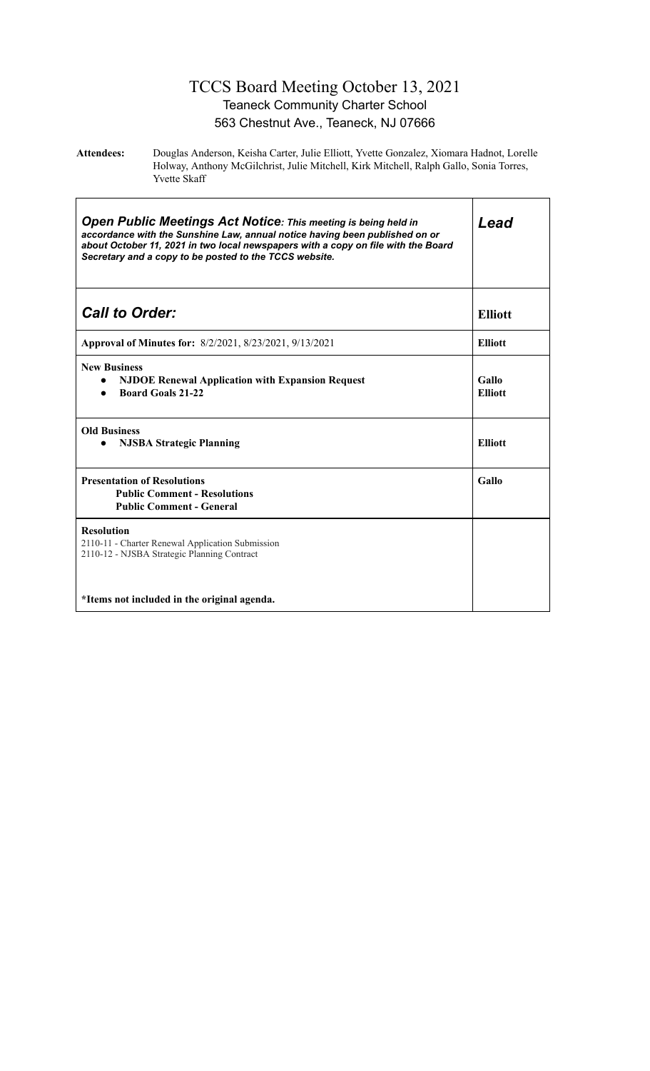# TCCS Board Meeting October 13, 2021

## Teaneck Community Charter School

## 563 Chestnut Ave., Teaneck, NJ 07666

**Attendees:** Douglas Anderson, Keisha Carter, Julie Elliott, Yvette Gonzalez, Xiomara Hadnot, Lorelle Holway, Anthony McGilchrist, Julie Mitchell, Kirk Mitchell, Ralph Gallo, Sonia Torres, Yvette Skaff

| ***Open Public Meetings Act Notice**: This meeting is being held in accordance with the Sunshine Law, annual notice having been published on or about October 11, 2021 in two local newspapers with a copy on file with the Board Secretary and a copy to be posted to the TCCS website.* | ***Lead*** |
|---|---|
| ***Call to Order:*** | **Elliott** |
| **Approval of Minutes for:** 8/2/2021, 8/23/2021, 9/13/2021 | **Elliott** |
| **New Business**<br>• **NJDOE Renewal Application with Expansion Request**<br>• **Board Goals 21-22** | **Gallo**<br>**Elliott** |
| **Old Business**<br>• **NJSBA Strategic Planning** | **Elliott** |
| **Presentation of Resolutions**<br>**Public Comment - Resolutions**<br>**Public Comment - General** | **Gallo** |
| **Resolution**<br>2110-11 - Charter Renewal Application Submission<br>2110-12 - NJSBA Strategic Planning Contract<br><br>**\*Items not included in the original agenda.** | |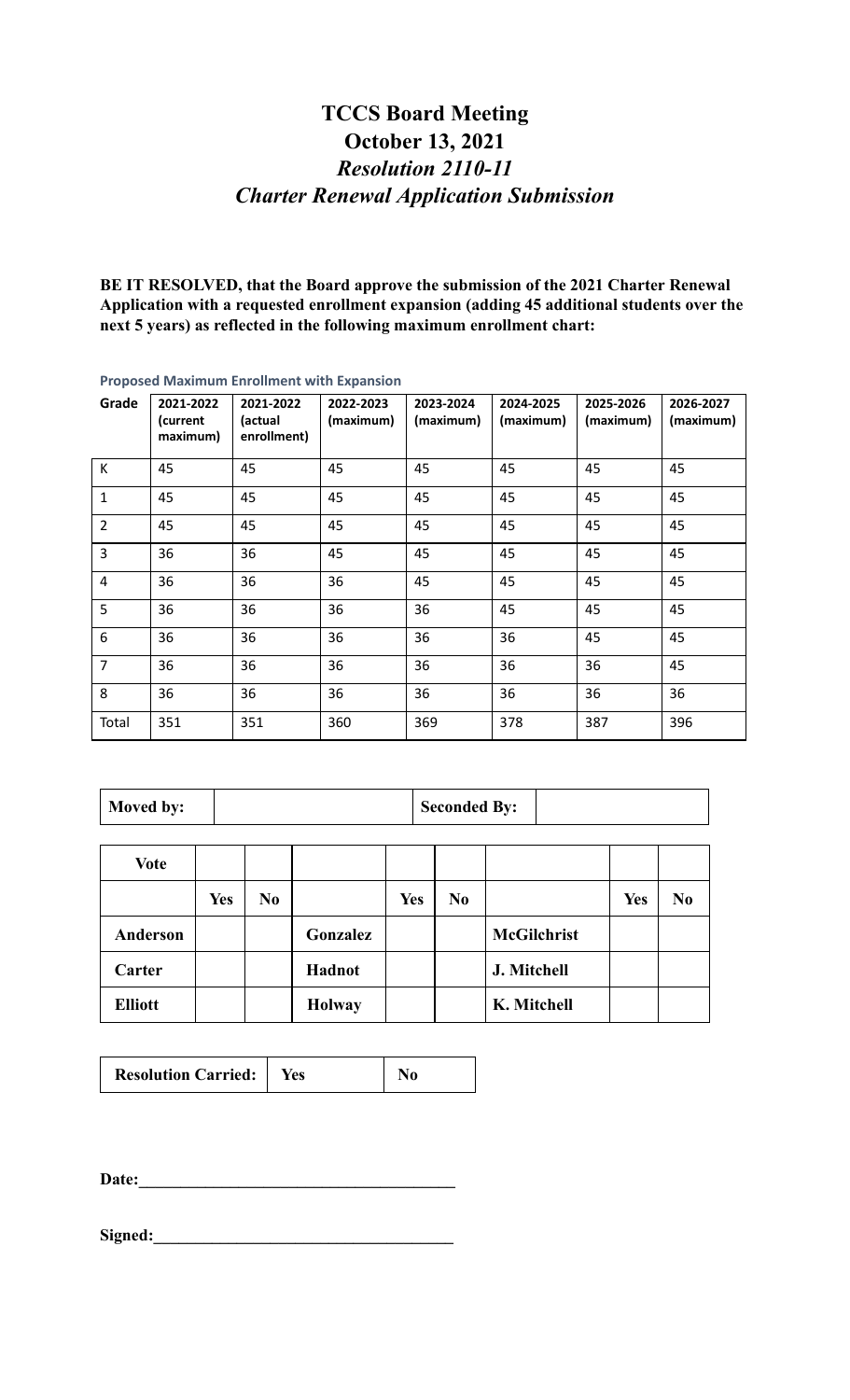# TCCS Board Meeting
# October 13, 2021
## *Resolution 2110-11*
## *Charter Renewal Application Submission*

**BE IT RESOLVED, that the Board approve the submission of the 2021 Charter Renewal Application with a requested enrollment expansion (adding 45 additional students over the next 5 years) as reflected in the following maximum enrollment chart:**

**Proposed Maximum Enrollment with Expansion**

| Grade | 2021-2022 (current maximum) | 2021-2022 (actual enrollment) | 2022-2023 (maximum) | 2023-2024 (maximum) | 2024-2025 (maximum) | 2025-2026 (maximum) | 2026-2027 (maximum) |
|---|---|---|---|---|---|---|---|
| K | 45 | 45 | 45 | 45 | 45 | 45 | 45 |
| 1 | 45 | 45 | 45 | 45 | 45 | 45 | 45 |
| 2 | 45 | 45 | 45 | 45 | 45 | 45 | 45 |
| 3 | 36 | 36 | 45 | 45 | 45 | 45 | 45 |
| 4 | 36 | 36 | 36 | 45 | 45 | 45 | 45 |
| 5 | 36 | 36 | 36 | 36 | 45 | 45 | 45 |
| 6 | 36 | 36 | 36 | 36 | 36 | 45 | 45 |
| 7 | 36 | 36 | 36 | 36 | 36 | 36 | 45 |
| 8 | 36 | 36 | 36 | 36 | 36 | 36 | 36 |
| Total | 351 | 351 | 360 | 369 | 378 | 387 | 396 |

| **Moved by:** | | **Seconded By:** | |
|---|---|---|---|

| **Vote** | | | | | | | | |
|---|---|---|---|---|---|---|---|---|
| | **Yes** | **No** | | **Yes** | **No** | | **Yes** | **No** |
| **Anderson** | | | **Gonzalez** | | | **McGilchrist** | | |
| **Carter** | | | **Hadnot** | | | **J. Mitchell** | | |
| **Elliott** | | | **Holway** | | | **K. Mitchell** | | |

| **Resolution Carried:** | **Yes** | **No** |
|---|---|---|

**Date:**_____________________________________

**Signed:**___________________________________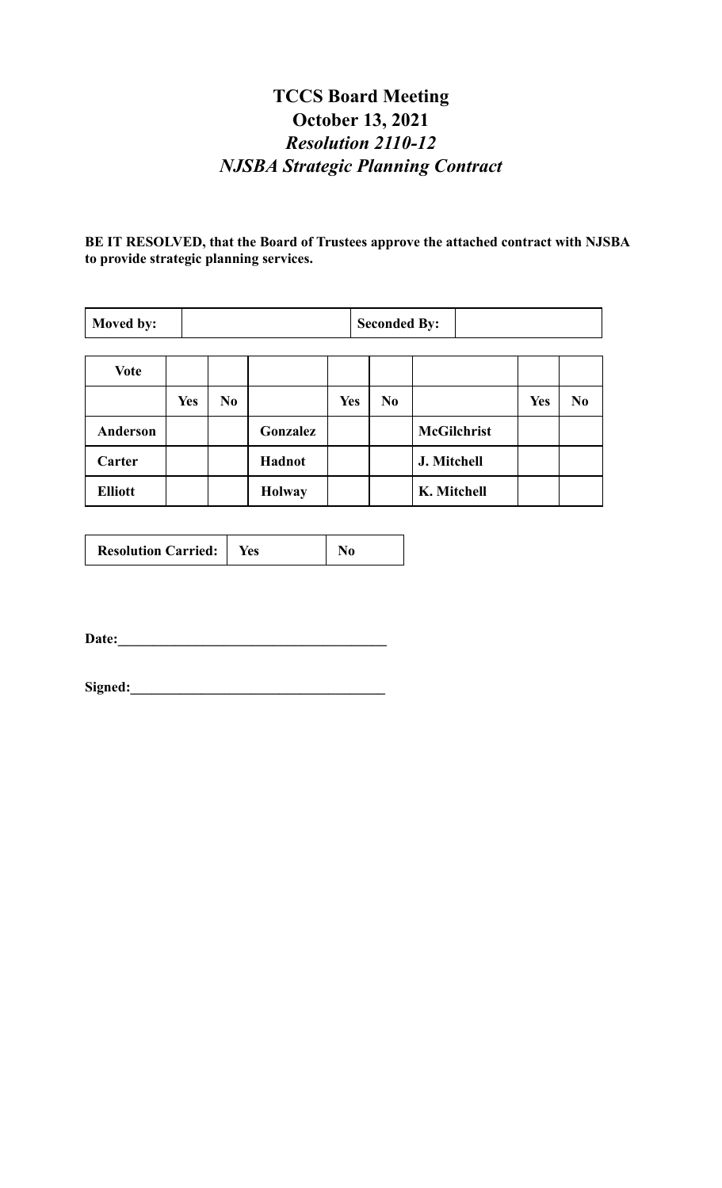# TCCS Board Meeting
# October 13, 2021
# *Resolution 2110-12*
# *NJSBA Strategic Planning Contract*

**BE IT RESOLVED, that the Board of Trustees approve the attached contract with NJSBA to provide strategic planning services.**

| | | | |
|---|---|---|---|
| **Moved by:** | | **Seconded By:** | |

| | | | | | | | | |
|---|---|---|---|---|---|---|---|---|
| **Vote** | | | | | | | | |
| | **Yes** | **No** | | **Yes** | **No** | | **Yes** | **No** |
| **Anderson** | | | **Gonzalez** | | | **McGilchrist** | | |
| **Carter** | | | **Hadnot** | | | **J. Mitchell** | | |
| **Elliott** | | | **Holway** | | | **K. Mitchell** | | |

| | | |
|---|---|---|
| **Resolution Carried:** | **Yes** | **No** |

**Date:**_______________________________________

**Signed:**_____________________________________